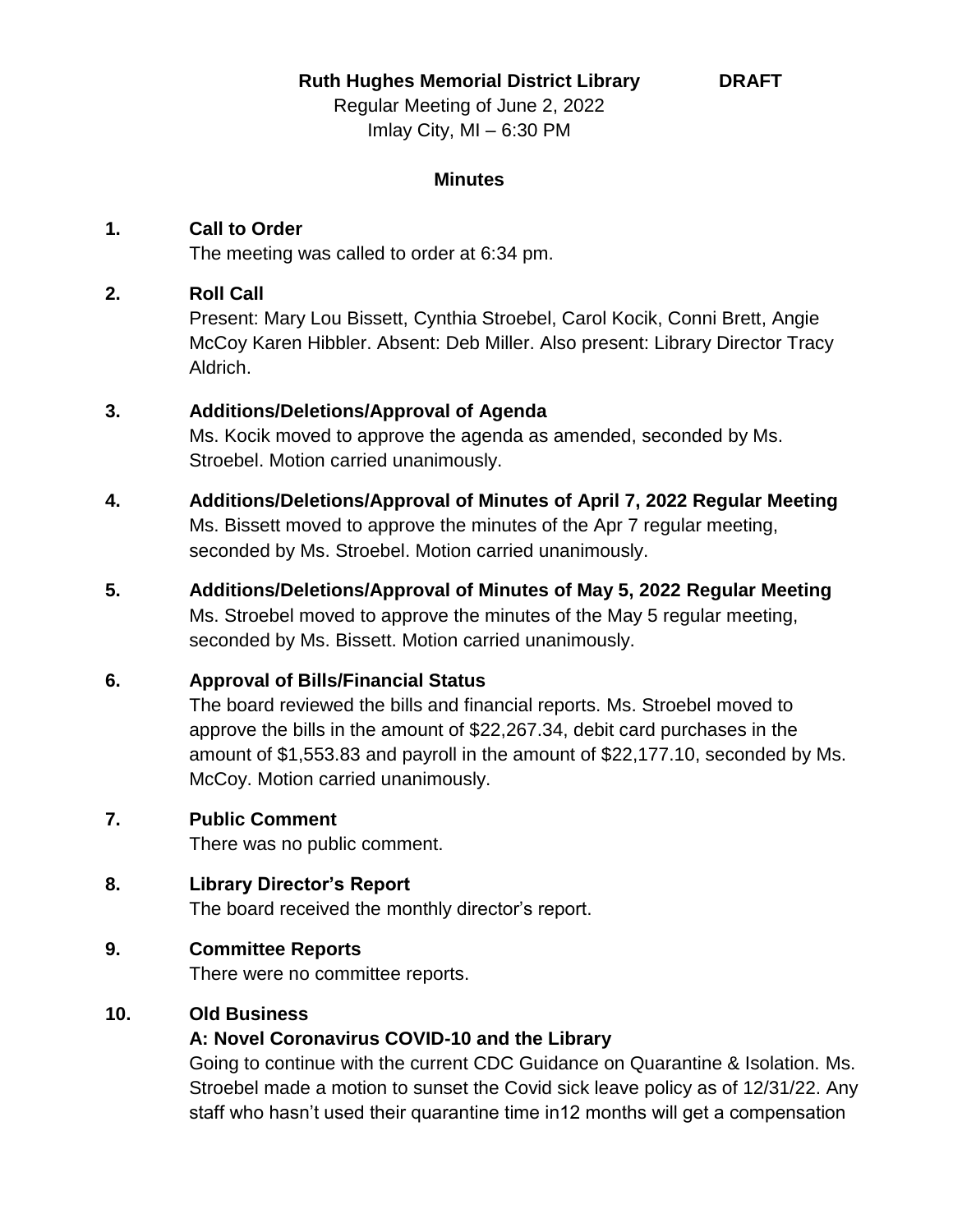**Ruth Hughes Memorial District Library DRAFT**

Regular Meeting of June 2, 2022

Imlay City, MI – 6:30 PM

**Minutes**

**1. Call to Order**

The meeting was called to order at 6:34 pm.

**2. Roll Call**

Present: Mary Lou Bissett, Cynthia Stroebel, Carol Kocik, Conni Brett, Angie McCoy Karen Hibbler. Absent: Deb Miller. Also present: Library Director Tracy Aldrich.

**3. Additions/Deletions/Approval of Agenda**

Ms. Kocik moved to approve the agenda as amended, seconded by Ms. Stroebel. Motion carried unanimously.

**4. Additions/Deletions/Approval of Minutes of April 7, 2022 Regular Meeting**

Ms. Bissett moved to approve the minutes of the Apr 7 regular meeting, seconded by Ms. Stroebel. Motion carried unanimously.

**5. Additions/Deletions/Approval of Minutes of May 5, 2022 Regular Meeting**

Ms. Stroebel moved to approve the minutes of the May 5 regular meeting, seconded by Ms. Bissett. Motion carried unanimously.

**6. Approval of Bills/Financial Status**

The board reviewed the bills and financial reports. Ms. Stroebel moved to approve the bills in the amount of $22,267.34, debit card purchases in the amount of $1,553.83 and payroll in the amount of $22,177.10, seconded by Ms. McCoy. Motion carried unanimously.

**7. Public Comment**

There was no public comment.

**8. Library Director's Report**

The board received the monthly director's report.

**9. Committee Reports**

There were no committee reports.

**10. Old Business**

**A: Novel Coronavirus COVID-10 and the Library**

Going to continue with the current CDC Guidance on Quarantine & Isolation. Ms. Stroebel made a motion to sunset the Covid sick leave policy as of 12/31/22. Any staff who hasn't used their quarantine time in12 months will get a compensation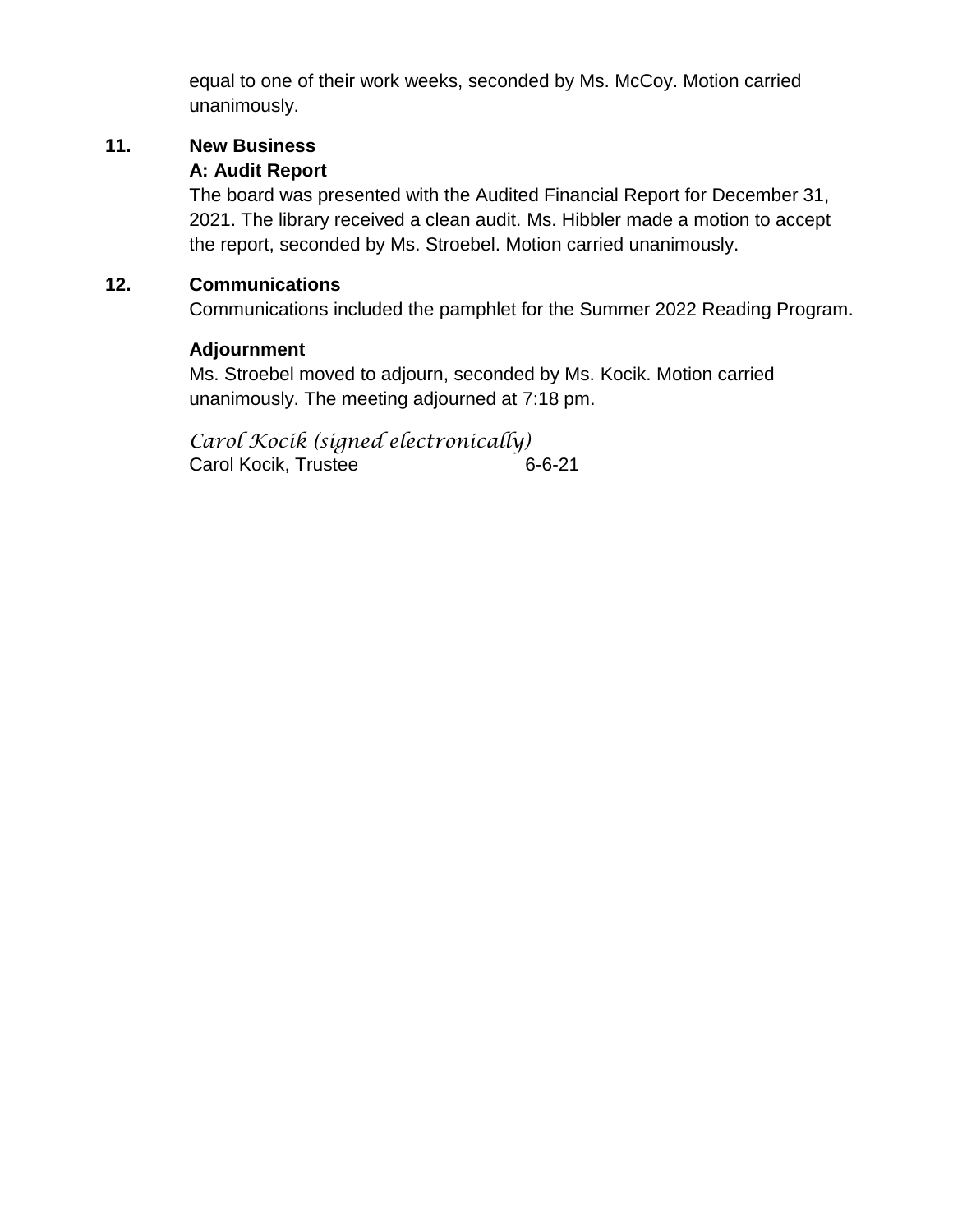equal to one of their work weeks, seconded by Ms. McCoy. Motion carried unanimously.

**11. New Business**

**A: Audit Report**

The board was presented with the Audited Financial Report for December 31, 2021. The library received a clean audit. Ms. Hibbler made a motion to accept the report, seconded by Ms. Stroebel. Motion carried unanimously.

**12. Communications**

Communications included the pamphlet for the Summer 2022 Reading Program.

**Adjournment**

Ms. Stroebel moved to adjourn, seconded by Ms. Kocik. Motion carried unanimously. The meeting adjourned at 7:18 pm.

*Carol Kocik (signed electronically)*
Carol Kocik, Trustee 6-6-21